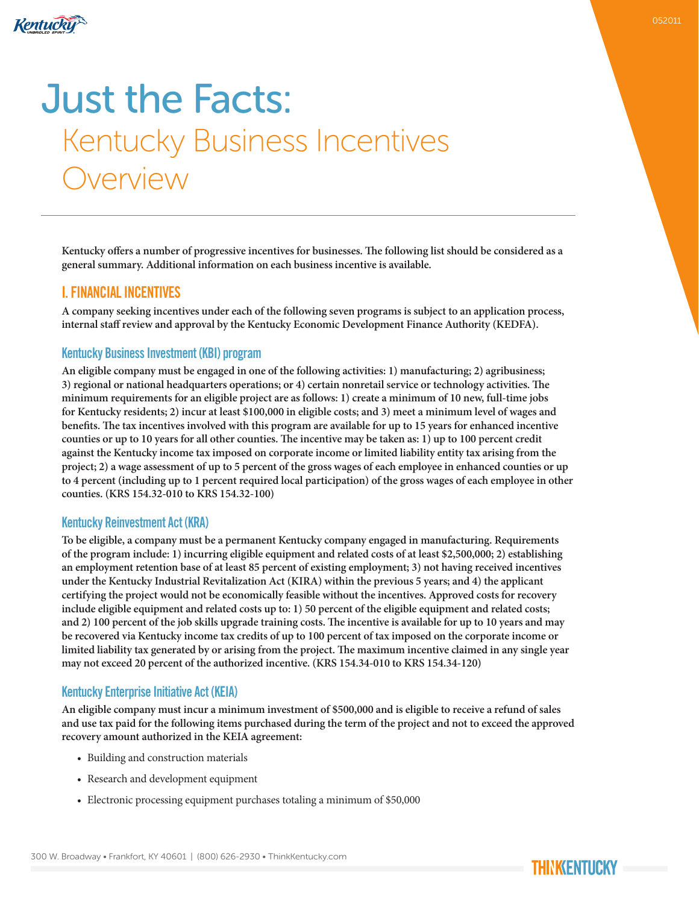# Just the Facts: Kentucky Business Incentives Overview

**Kentucky offers a number of progressive incentives for businesses. The following list should be considered as a general summary. Additional information on each business incentive is available.**

## I. FINANCIAL INCENTIVES

**A company seeking incentives under each of the following seven programs is subject to an application process, internal staff review and approval by the Kentucky Economic Development Finance Authority (KEDFA).**

### Kentucky Business Investment (KBI) program

**An eligible company must be engaged in one of the following activities: 1) manufacturing; 2) agribusiness; 3) regional or national headquarters operations; or 4) certain nonretail service or technology activities. The minimum requirements for an eligible project are as follows: 1) create a minimum of 10 new, full-time jobs for Kentucky residents; 2) incur at least $100,000 in eligible costs; and 3) meet a minimum level of wages and benefits. The tax incentives involved with this program are available for up to 15 years for enhanced incentive counties or up to 10 years for all other counties. The incentive may be taken as: 1) up to 100 percent credit against the Kentucky income tax imposed on corporate income or limited liability entity tax arising from the project; 2) a wage assessment of up to 5 percent of the gross wages of each employee in enhanced counties or up to 4 percent (including up to 1 percent required local participation) of the gross wages of each employee in other counties. (KRS 154.32-010 to KRS 154.32-100)**

### Kentucky Reinvestment Act (KRA)

**To be eligible, a company must be a permanent Kentucky company engaged in manufacturing. Requirements of the program include: 1) incurring eligible equipment and related costs of at least $2,500,000; 2) establishing an employment retention base of at least 85 percent of existing employment; 3) not having received incentives under the Kentucky Industrial Revitalization Act (KIRA) within the previous 5 years; and 4) the applicant certifying the project would not be economically feasible without the incentives. Approved costs for recovery include eligible equipment and related costs up to: 1) 50 percent of the eligible equipment and related costs; and 2) 100 percent of the job skills upgrade training costs. The incentive is available for up to 10 years and may be recovered via Kentucky income tax credits of up to 100 percent of tax imposed on the corporate income or limited liability tax generated by or arising from the project. The maximum incentive claimed in any single year may not exceed 20 percent of the authorized incentive. (KRS 154.34-010 to KRS 154.34-120)**

### Kentucky Enterprise Initiative Act (KEIA)

**An eligible company must incur a minimum investment of $500,000 and is eligible to receive a refund of sales and use tax paid for the following items purchased during the term of the project and not to exceed the approved recovery amount authorized in the KEIA agreement:**

- Building and construction materials
- Research and development equipment
- Electronic processing equipment purchases totaling a minimum of $50,000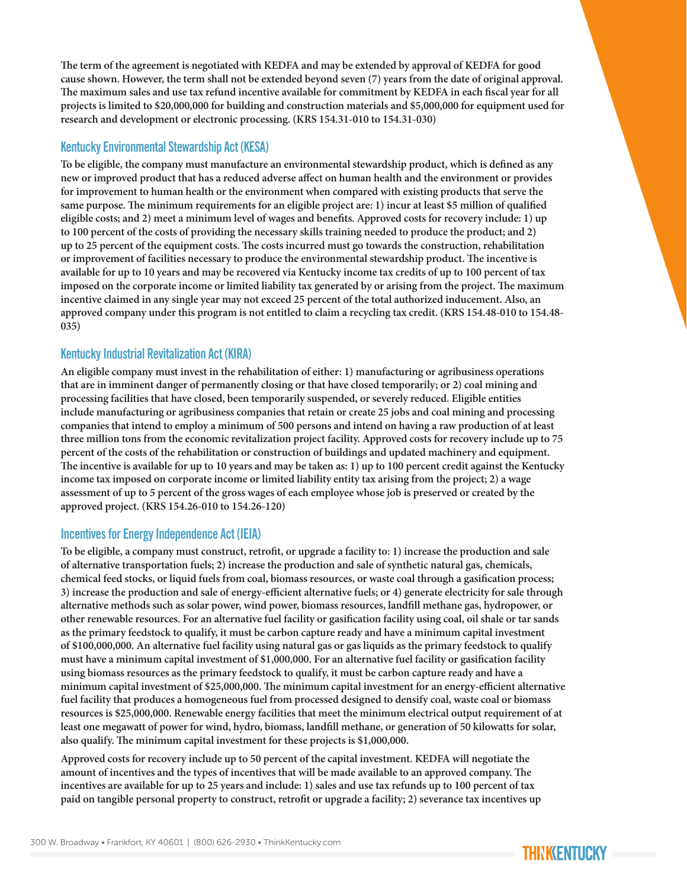The term of the agreement is negotiated with KEDFA and may be extended by approval of KEDFA for good cause shown. However, the term shall not be extended beyond seven (7) years from the date of original approval. The maximum sales and use tax refund incentive available for commitment by KEDFA in each fiscal year for all projects is limited to $20,000,000 for building and construction materials and $5,000,000 for equipment used for research and development or electronic processing. (KRS 154.31-010 to 154.31-030)

## Kentucky Environmental Stewardship Act (KESA)

To be eligible, the company must manufacture an environmental stewardship product, which is defined as any new or improved product that has a reduced adverse affect on human health and the environment or provides for improvement to human health or the environment when compared with existing products that serve the same purpose. The minimum requirements for an eligible project are: 1) incur at least $5 million of qualified eligible costs; and 2) meet a minimum level of wages and benefits. Approved costs for recovery include: 1) up to 100 percent of the costs of providing the necessary skills training needed to produce the product; and 2) up to 25 percent of the equipment costs. The costs incurred must go towards the construction, rehabilitation or improvement of facilities necessary to produce the environmental stewardship product. The incentive is available for up to 10 years and may be recovered via Kentucky income tax credits of up to 100 percent of tax imposed on the corporate income or limited liability tax generated by or arising from the project. The maximum incentive claimed in any single year may not exceed 25 percent of the total authorized inducement. Also, an approved company under this program is not entitled to claim a recycling tax credit. (KRS 154.48-010 to 154.48-035)

## Kentucky Industrial Revitalization Act (KIRA)

An eligible company must invest in the rehabilitation of either: 1) manufacturing or agribusiness operations that are in imminent danger of permanently closing or that have closed temporarily; or 2) coal mining and processing facilities that have closed, been temporarily suspended, or severely reduced. Eligible entities include manufacturing or agribusiness companies that retain or create 25 jobs and coal mining and processing companies that intend to employ a minimum of 500 persons and intend on having a raw production of at least three million tons from the economic revitalization project facility. Approved costs for recovery include up to 75 percent of the costs of the rehabilitation or construction of buildings and updated machinery and equipment. The incentive is available for up to 10 years and may be taken as: 1) up to 100 percent credit against the Kentucky income tax imposed on corporate income or limited liability entity tax arising from the project; 2) a wage assessment of up to 5 percent of the gross wages of each employee whose job is preserved or created by the approved project. (KRS 154.26-010 to 154.26-120)

## Incentives for Energy Independence Act (IEIA)

To be eligible, a company must construct, retrofit, or upgrade a facility to: 1) increase the production and sale of alternative transportation fuels; 2) increase the production and sale of synthetic natural gas, chemicals, chemical feed stocks, or liquid fuels from coal, biomass resources, or waste coal through a gasification process; 3) increase the production and sale of energy-efficient alternative fuels; or 4) generate electricity for sale through alternative methods such as solar power, wind power, biomass resources, landfill methane gas, hydropower, or other renewable resources. For an alternative fuel facility or gasification facility using coal, oil shale or tar sands as the primary feedstock to qualify, it must be carbon capture ready and have a minimum capital investment of $100,000,000. An alternative fuel facility using natural gas or gas liquids as the primary feedstock to qualify must have a minimum capital investment of $1,000,000. For an alternative fuel facility or gasification facility using biomass resources as the primary feedstock to qualify, it must be carbon capture ready and have a minimum capital investment of $25,000,000. The minimum capital investment for an energy-efficient alternative fuel facility that produces a homogeneous fuel from processed designed to densify coal, waste coal or biomass resources is $25,000,000. Renewable energy facilities that meet the minimum electrical output requirement of at least one megawatt of power for wind, hydro, biomass, landfill methane, or generation of 50 kilowatts for solar, also qualify. The minimum capital investment for these projects is $1,000,000.

Approved costs for recovery include up to 50 percent of the capital investment. KEDFA will negotiate the amount of incentives and the types of incentives that will be made available to an approved company. The incentives are available for up to 25 years and include: 1) sales and use tax refunds up to 100 percent of tax paid on tangible personal property to construct, retrofit or upgrade a facility; 2) severance tax incentives up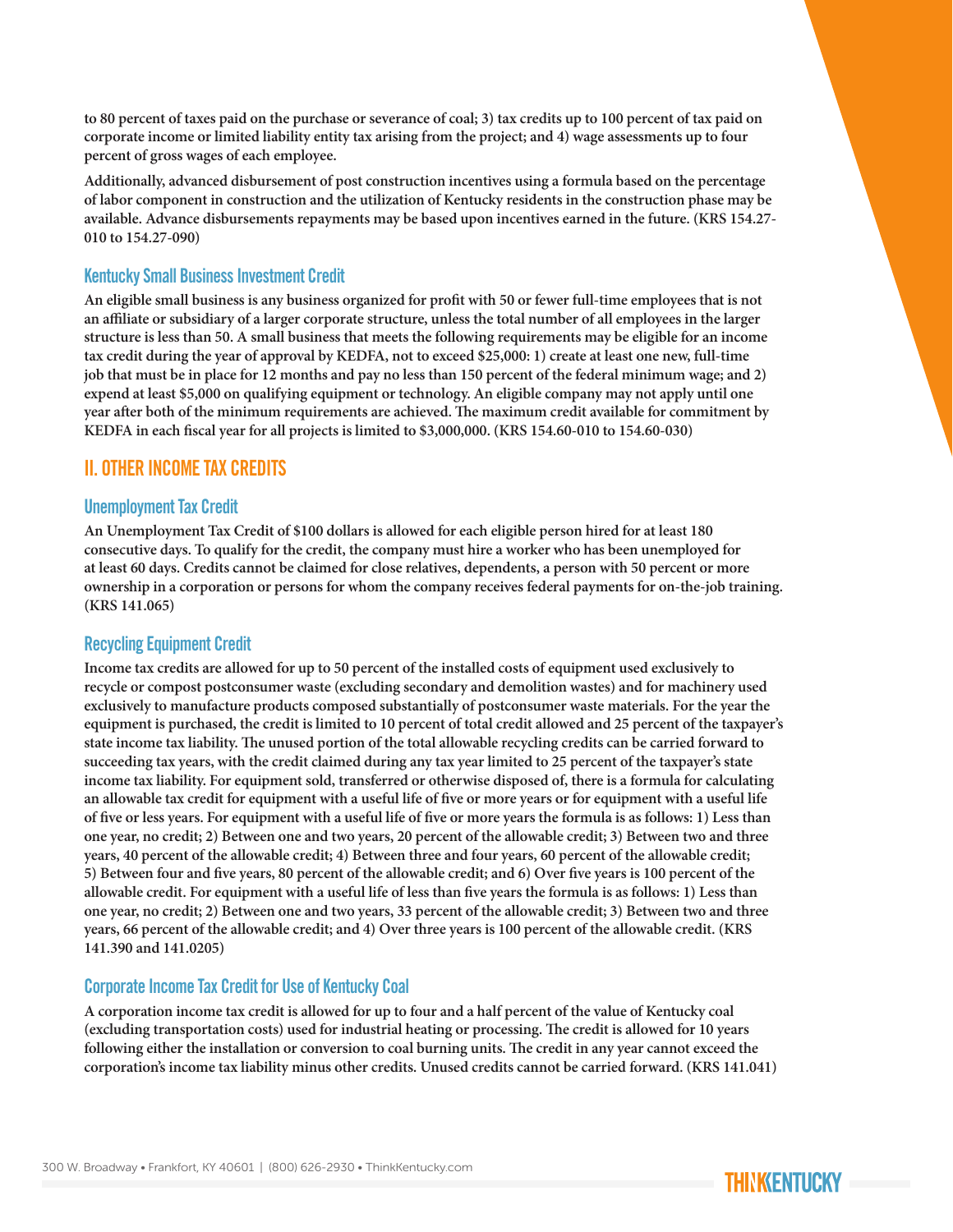to 80 percent of taxes paid on the purchase or severance of coal; 3) tax credits up to 100 percent of tax paid on corporate income or limited liability entity tax arising from the project; and 4) wage assessments up to four percent of gross wages of each employee.

Additionally, advanced disbursement of post construction incentives using a formula based on the percentage of labor component in construction and the utilization of Kentucky residents in the construction phase may be available. Advance disbursements repayments may be based upon incentives earned in the future. (KRS 154.27-010 to 154.27-090)

### Kentucky Small Business Investment Credit

An eligible small business is any business organized for profit with 50 or fewer full-time employees that is not an affiliate or subsidiary of a larger corporate structure, unless the total number of all employees in the larger structure is less than 50. A small business that meets the following requirements may be eligible for an income tax credit during the year of approval by KEDFA, not to exceed $25,000: 1) create at least one new, full-time job that must be in place for 12 months and pay no less than 150 percent of the federal minimum wage; and 2) expend at least $5,000 on qualifying equipment or technology. An eligible company may not apply until one year after both of the minimum requirements are achieved. The maximum credit available for commitment by KEDFA in each fiscal year for all projects is limited to $3,000,000. (KRS 154.60-010 to 154.60-030)

## II. OTHER INCOME TAX CREDITS

### Unemployment Tax Credit

An Unemployment Tax Credit of $100 dollars is allowed for each eligible person hired for at least 180 consecutive days. To qualify for the credit, the company must hire a worker who has been unemployed for at least 60 days. Credits cannot be claimed for close relatives, dependents, a person with 50 percent or more ownership in a corporation or persons for whom the company receives federal payments for on-the-job training. (KRS 141.065)

### Recycling Equipment Credit

Income tax credits are allowed for up to 50 percent of the installed costs of equipment used exclusively to recycle or compost postconsumer waste (excluding secondary and demolition wastes) and for machinery used exclusively to manufacture products composed substantially of postconsumer waste materials. For the year the equipment is purchased, the credit is limited to 10 percent of total credit allowed and 25 percent of the taxpayer's state income tax liability. The unused portion of the total allowable recycling credits can be carried forward to succeeding tax years, with the credit claimed during any tax year limited to 25 percent of the taxpayer's state income tax liability. For equipment sold, transferred or otherwise disposed of, there is a formula for calculating an allowable tax credit for equipment with a useful life of five or more years or for equipment with a useful life of five or less years. For equipment with a useful life of five or more years the formula is as follows: 1) Less than one year, no credit; 2) Between one and two years, 20 percent of the allowable credit; 3) Between two and three years, 40 percent of the allowable credit; 4) Between three and four years, 60 percent of the allowable credit; 5) Between four and five years, 80 percent of the allowable credit; and 6) Over five years is 100 percent of the allowable credit. For equipment with a useful life of less than five years the formula is as follows: 1) Less than one year, no credit; 2) Between one and two years, 33 percent of the allowable credit; 3) Between two and three years, 66 percent of the allowable credit; and 4) Over three years is 100 percent of the allowable credit. (KRS 141.390 and 141.0205)

### Corporate Income Tax Credit for Use of Kentucky Coal

A corporation income tax credit is allowed for up to four and a half percent of the value of Kentucky coal (excluding transportation costs) used for industrial heating or processing. The credit is allowed for 10 years following either the installation or conversion to coal burning units. The credit in any year cannot exceed the corporation's income tax liability minus other credits. Unused credits cannot be carried forward. (KRS 141.041)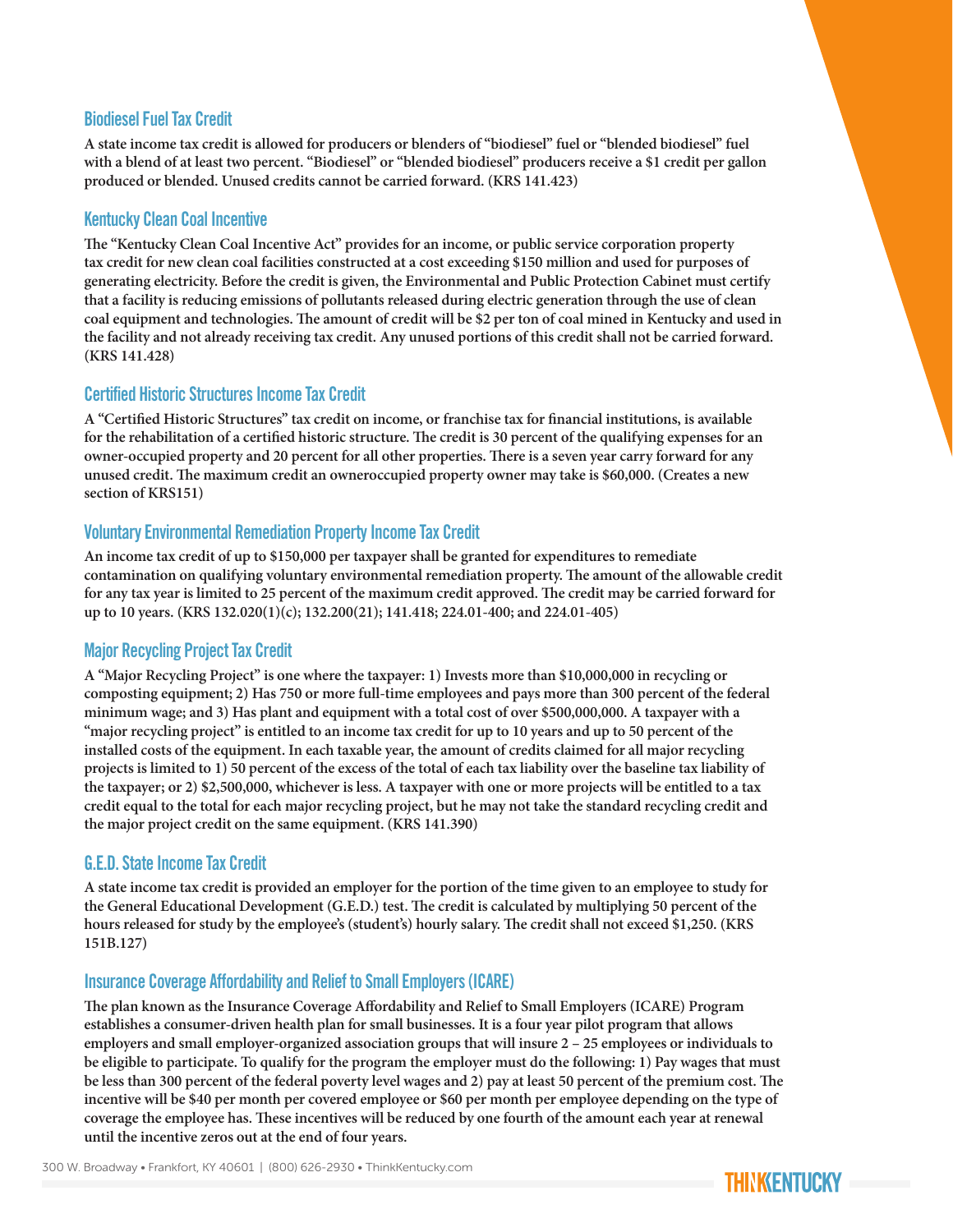## Biodiesel Fuel Tax Credit

A state income tax credit is allowed for producers or blenders of "biodiesel" fuel or "blended biodiesel" fuel with a blend of at least two percent. "Biodiesel" or "blended biodiesel" producers receive a $1 credit per gallon produced or blended. Unused credits cannot be carried forward. (KRS 141.423)

## Kentucky Clean Coal Incentive

The "Kentucky Clean Coal Incentive Act" provides for an income, or public service corporation property tax credit for new clean coal facilities constructed at a cost exceeding $150 million and used for purposes of generating electricity. Before the credit is given, the Environmental and Public Protection Cabinet must certify that a facility is reducing emissions of pollutants released during electric generation through the use of clean coal equipment and technologies. The amount of credit will be $2 per ton of coal mined in Kentucky and used in the facility and not already receiving tax credit. Any unused portions of this credit shall not be carried forward. (KRS 141.428)

## Certified Historic Structures Income Tax Credit

A "Certified Historic Structures" tax credit on income, or franchise tax for financial institutions, is available for the rehabilitation of a certified historic structure. The credit is 30 percent of the qualifying expenses for an owner-occupied property and 20 percent for all other properties. There is a seven year carry forward for any unused credit. The maximum credit an owneroccupied property owner may take is $60,000. (Creates a new section of KRS151)

## Voluntary Environmental Remediation Property Income Tax Credit

An income tax credit of up to $150,000 per taxpayer shall be granted for expenditures to remediate contamination on qualifying voluntary environmental remediation property. The amount of the allowable credit for any tax year is limited to 25 percent of the maximum credit approved. The credit may be carried forward for up to 10 years. (KRS 132.020(1)(c); 132.200(21); 141.418; 224.01-400; and 224.01-405)

## Major Recycling Project Tax Credit

A "Major Recycling Project" is one where the taxpayer: 1) Invests more than $10,000,000 in recycling or composting equipment; 2) Has 750 or more full-time employees and pays more than 300 percent of the federal minimum wage; and 3) Has plant and equipment with a total cost of over $500,000,000. A taxpayer with a "major recycling project" is entitled to an income tax credit for up to 10 years and up to 50 percent of the installed costs of the equipment. In each taxable year, the amount of credits claimed for all major recycling projects is limited to 1) 50 percent of the excess of the total of each tax liability over the baseline tax liability of the taxpayer; or 2) $2,500,000, whichever is less. A taxpayer with one or more projects will be entitled to a tax credit equal to the total for each major recycling project, but he may not take the standard recycling credit and the major project credit on the same equipment. (KRS 141.390)

## G.E.D. State Income Tax Credit

A state income tax credit is provided an employer for the portion of the time given to an employee to study for the General Educational Development (G.E.D.) test. The credit is calculated by multiplying 50 percent of the hours released for study by the employee's (student's) hourly salary. The credit shall not exceed $1,250. (KRS 151B.127)

## Insurance Coverage Affordability and Relief to Small Employers (ICARE)

The plan known as the Insurance Coverage Affordability and Relief to Small Employers (ICARE) Program establishes a consumer-driven health plan for small businesses. It is a four year pilot program that allows employers and small employer-organized association groups that will insure 2 – 25 employees or individuals to be eligible to participate. To qualify for the program the employer must do the following: 1) Pay wages that must be less than 300 percent of the federal poverty level wages and 2) pay at least 50 percent of the premium cost. The incentive will be $40 per month per covered employee or $60 per month per employee depending on the type of coverage the employee has. These incentives will be reduced by one fourth of the amount each year at renewal until the incentive zeros out at the end of four years.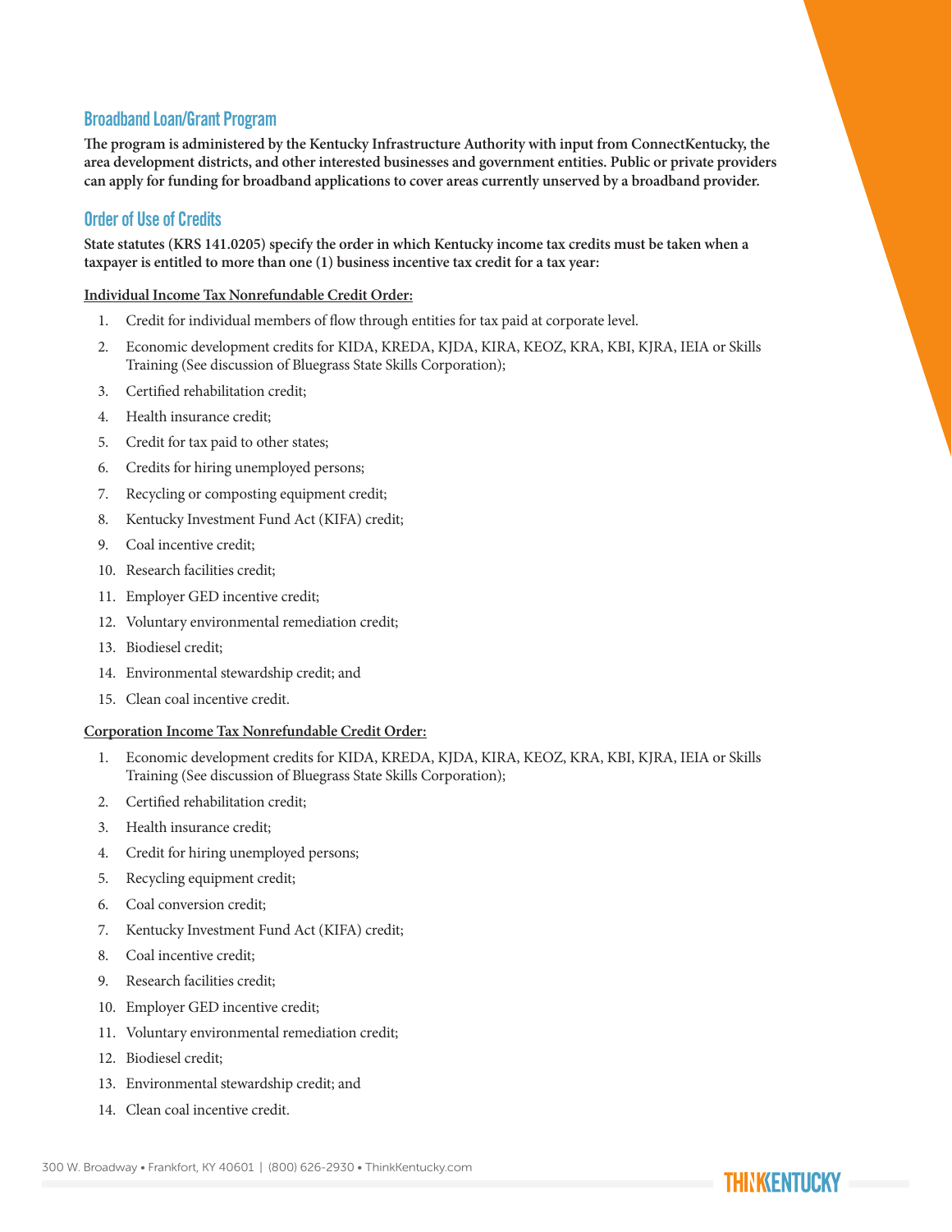## Broadband Loan/Grant Program

**The program is administered by the Kentucky Infrastructure Authority with input from ConnectKentucky, the area development districts, and other interested businesses and government entities. Public or private providers can apply for funding for broadband applications to cover areas currently unserved by a broadband provider.**

## Order of Use of Credits

**State statutes (KRS 141.0205) specify the order in which Kentucky income tax credits must be taken when a taxpayer is entitled to more than one (1) business incentive tax credit for a tax year:**

**Individual Income Tax Nonrefundable Credit Order:**

1. Credit for individual members of flow through entities for tax paid at corporate level.
2. Economic development credits for KIDA, KREDA, KJDA, KIRA, KEOZ, KRA, KBI, KJRA, IEIA or Skills Training (See discussion of Bluegrass State Skills Corporation);
3. Certified rehabilitation credit;
4. Health insurance credit;
5. Credit for tax paid to other states;
6. Credits for hiring unemployed persons;
7. Recycling or composting equipment credit;
8. Kentucky Investment Fund Act (KIFA) credit;
9. Coal incentive credit;
10. Research facilities credit;
11. Employer GED incentive credit;
12. Voluntary environmental remediation credit;
13. Biodiesel credit;
14. Environmental stewardship credit; and
15. Clean coal incentive credit.

**Corporation Income Tax Nonrefundable Credit Order:**

1. Economic development credits for KIDA, KREDA, KJDA, KIRA, KEOZ, KRA, KBI, KJRA, IEIA or Skills Training (See discussion of Bluegrass State Skills Corporation);
2. Certified rehabilitation credit;
3. Health insurance credit;
4. Credit for hiring unemployed persons;
5. Recycling equipment credit;
6. Coal conversion credit;
7. Kentucky Investment Fund Act (KIFA) credit;
8. Coal incentive credit;
9. Research facilities credit;
10. Employer GED incentive credit;
11. Voluntary environmental remediation credit;
12. Biodiesel credit;
13. Environmental stewardship credit; and
14. Clean coal incentive credit.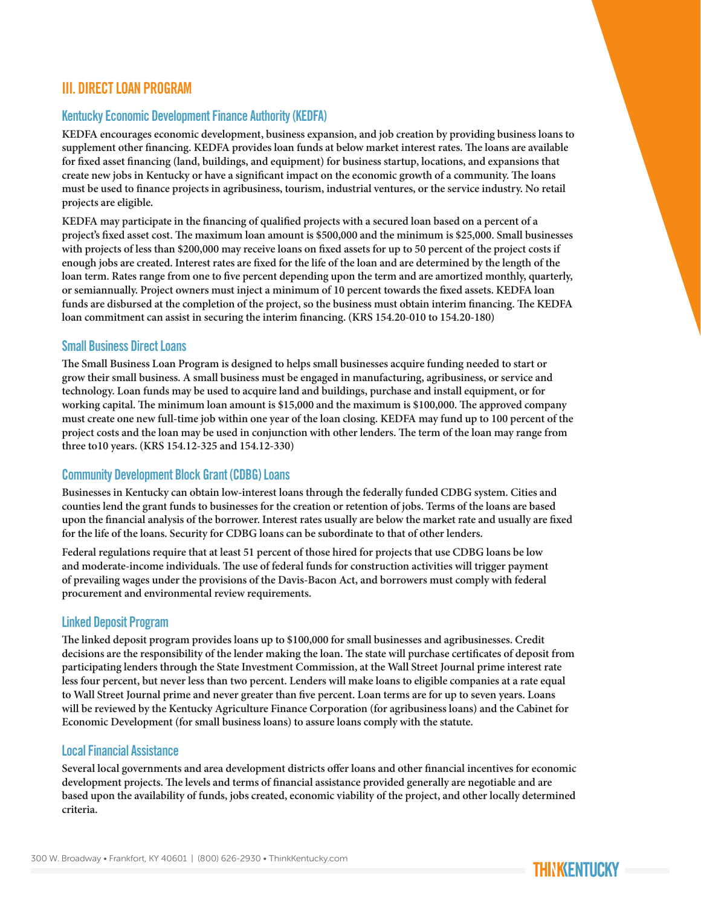## III. DIRECT LOAN PROGRAM

### Kentucky Economic Development Finance Authority (KEDFA)

KEDFA encourages economic development, business expansion, and job creation by providing business loans to supplement other financing. KEDFA provides loan funds at below market interest rates. The loans are available for fixed asset financing (land, buildings, and equipment) for business startup, locations, and expansions that create new jobs in Kentucky or have a significant impact on the economic growth of a community. The loans must be used to finance projects in agribusiness, tourism, industrial ventures, or the service industry. No retail projects are eligible.

KEDFA may participate in the financing of qualified projects with a secured loan based on a percent of a project's fixed asset cost. The maximum loan amount is $500,000 and the minimum is $25,000. Small businesses with projects of less than $200,000 may receive loans on fixed assets for up to 50 percent of the project costs if enough jobs are created. Interest rates are fixed for the life of the loan and are determined by the length of the loan term. Rates range from one to five percent depending upon the term and are amortized monthly, quarterly, or semiannually. Project owners must inject a minimum of 10 percent towards the fixed assets. KEDFA loan funds are disbursed at the completion of the project, so the business must obtain interim financing. The KEDFA loan commitment can assist in securing the interim financing. (KRS 154.20-010 to 154.20-180)

### Small Business Direct Loans

The Small Business Loan Program is designed to helps small businesses acquire funding needed to start or grow their small business. A small business must be engaged in manufacturing, agribusiness, or service and technology. Loan funds may be used to acquire land and buildings, purchase and install equipment, or for working capital. The minimum loan amount is $15,000 and the maximum is $100,000. The approved company must create one new full-time job within one year of the loan closing. KEDFA may fund up to 100 percent of the project costs and the loan may be used in conjunction with other lenders. The term of the loan may range from three to10 years. (KRS 154.12-325 and 154.12-330)

### Community Development Block Grant (CDBG) Loans

Businesses in Kentucky can obtain low-interest loans through the federally funded CDBG system. Cities and counties lend the grant funds to businesses for the creation or retention of jobs. Terms of the loans are based upon the financial analysis of the borrower. Interest rates usually are below the market rate and usually are fixed for the life of the loans. Security for CDBG loans can be subordinate to that of other lenders.

Federal regulations require that at least 51 percent of those hired for projects that use CDBG loans be low and moderate-income individuals. The use of federal funds for construction activities will trigger payment of prevailing wages under the provisions of the Davis-Bacon Act, and borrowers must comply with federal procurement and environmental review requirements.

### Linked Deposit Program

The linked deposit program provides loans up to $100,000 for small businesses and agribusinesses. Credit decisions are the responsibility of the lender making the loan. The state will purchase certificates of deposit from participating lenders through the State Investment Commission, at the Wall Street Journal prime interest rate less four percent, but never less than two percent. Lenders will make loans to eligible companies at a rate equal to Wall Street Journal prime and never greater than five percent. Loan terms are for up to seven years. Loans will be reviewed by the Kentucky Agriculture Finance Corporation (for agribusiness loans) and the Cabinet for Economic Development (for small business loans) to assure loans comply with the statute.

### Local Financial Assistance

Several local governments and area development districts offer loans and other financial incentives for economic development projects. The levels and terms of financial assistance provided generally are negotiable and are based upon the availability of funds, jobs created, economic viability of the project, and other locally determined criteria.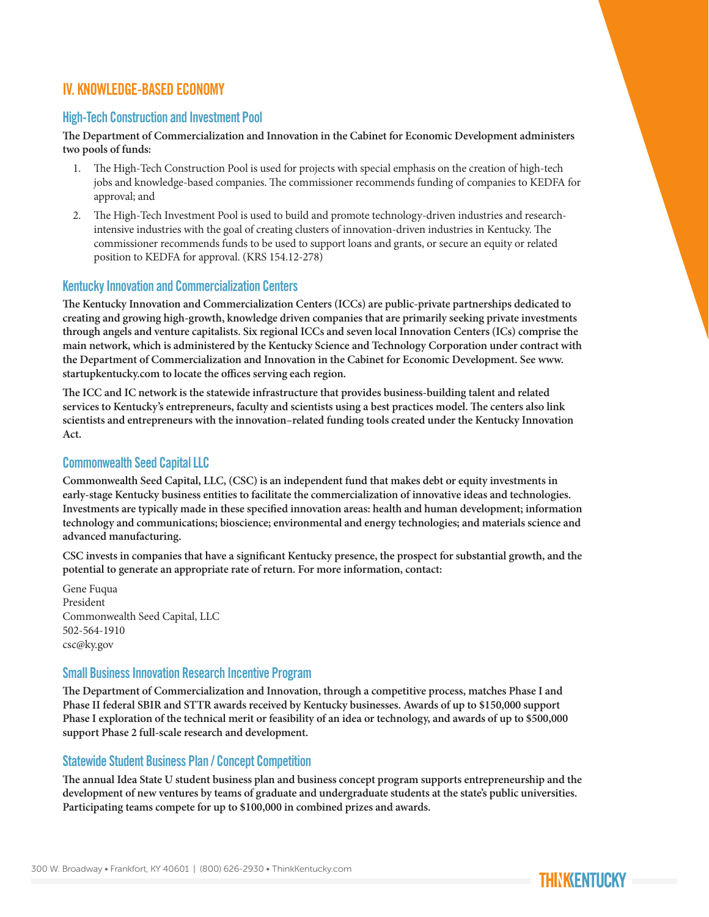## IV. KNOWLEDGE-BASED ECONOMY

### High-Tech Construction and Investment Pool

**The Department of Commercialization and Innovation in the Cabinet for Economic Development administers two pools of funds:**

1. The High-Tech Construction Pool is used for projects with special emphasis on the creation of high-tech jobs and knowledge-based companies. The commissioner recommends funding of companies to KEDFA for approval; and
2. The High-Tech Investment Pool is used to build and promote technology-driven industries and research-intensive industries with the goal of creating clusters of innovation-driven industries in Kentucky. The commissioner recommends funds to be used to support loans and grants, or secure an equity or related position to KEDFA for approval. (KRS 154.12-278)

### Kentucky Innovation and Commercialization Centers

**The Kentucky Innovation and Commercialization Centers (ICCs) are public-private partnerships dedicated to creating and growing high-growth, knowledge driven companies that are primarily seeking private investments through angels and venture capitalists. Six regional ICCs and seven local Innovation Centers (ICs) comprise the main network, which is administered by the Kentucky Science and Technology Corporation under contract with the Department of Commercialization and Innovation in the Cabinet for Economic Development. See www.startupkentucky.com to locate the offices serving each region.**

**The ICC and IC network is the statewide infrastructure that provides business-building talent and related services to Kentucky's entrepreneurs, faculty and scientists using a best practices model. The centers also link scientists and entrepreneurs with the innovation–related funding tools created under the Kentucky Innovation Act.**

### Commonwealth Seed Capital LLC

**Commonwealth Seed Capital, LLC, (CSC) is an independent fund that makes debt or equity investments in early-stage Kentucky business entities to facilitate the commercialization of innovative ideas and technologies. Investments are typically made in these specified innovation areas: health and human development; information technology and communications; bioscience; environmental and energy technologies; and materials science and advanced manufacturing.**

**CSC invests in companies that have a significant Kentucky presence, the prospect for substantial growth, and the potential to generate an appropriate rate of return. For more information, contact:**

Gene Fuqua
President
Commonwealth Seed Capital, LLC
502-564-1910
csc@ky.gov

### Small Business Innovation Research Incentive Program

**The Department of Commercialization and Innovation, through a competitive process, matches Phase I and Phase II federal SBIR and STTR awards received by Kentucky businesses. Awards of up to $150,000 support Phase I exploration of the technical merit or feasibility of an idea or technology, and awards of up to $500,000 support Phase 2 full-scale research and development.**

### Statewide Student Business Plan / Concept Competition

**The annual Idea State U student business plan and business concept program supports entrepreneurship and the development of new ventures by teams of graduate and undergraduate students at the state's public universities. Participating teams compete for up to $100,000 in combined prizes and awards.**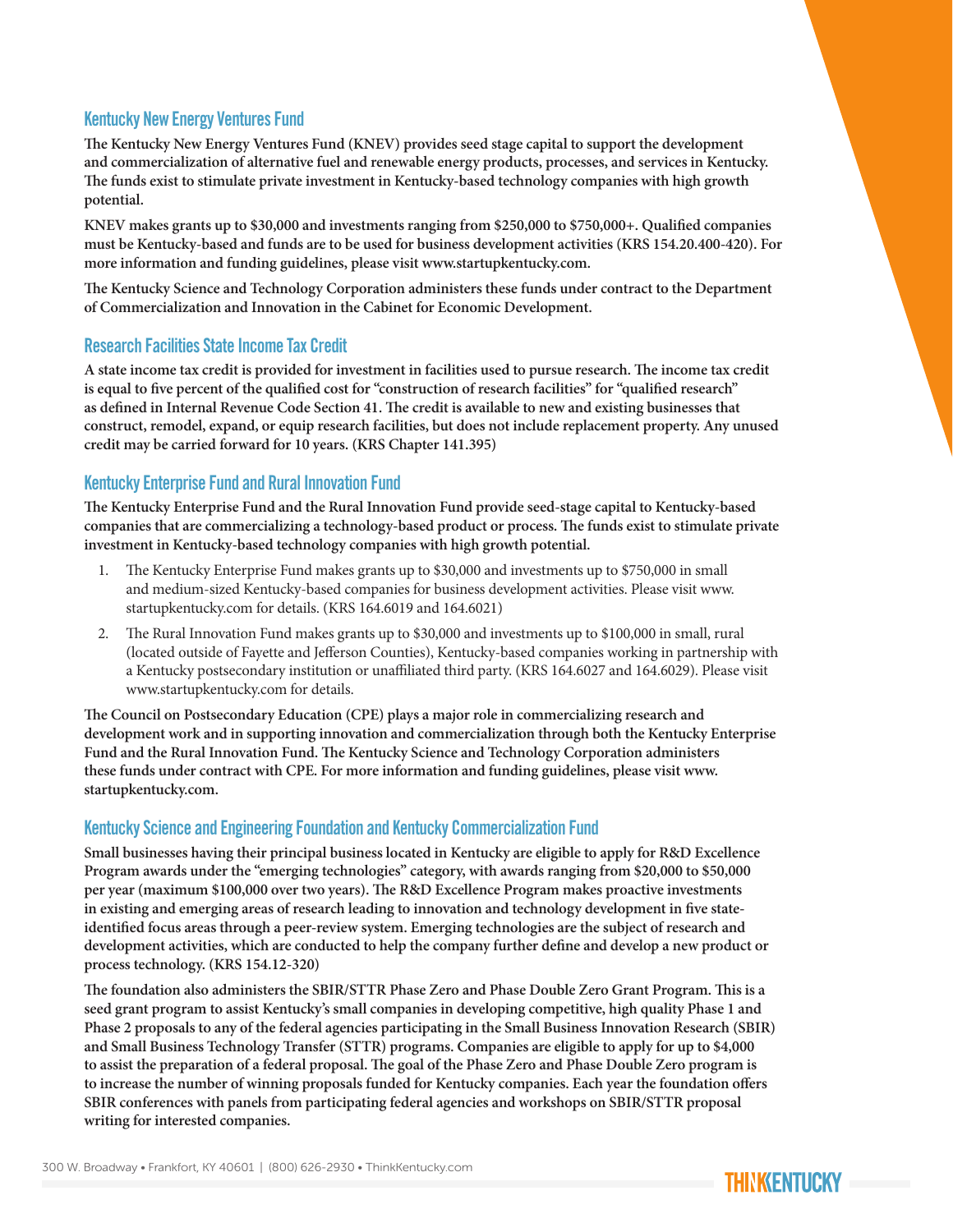## Kentucky New Energy Ventures Fund

**The Kentucky New Energy Ventures Fund (KNEV) provides seed stage capital to support the development and commercialization of alternative fuel and renewable energy products, processes, and services in Kentucky. The funds exist to stimulate private investment in Kentucky-based technology companies with high growth potential.**

**KNEV makes grants up to $30,000 and investments ranging from $250,000 to $750,000+. Qualified companies must be Kentucky-based and funds are to be used for business development activities (KRS 154.20.400-420). For more information and funding guidelines, please visit www.startupkentucky.com.**

**The Kentucky Science and Technology Corporation administers these funds under contract to the Department of Commercialization and Innovation in the Cabinet for Economic Development.**

## Research Facilities State Income Tax Credit

**A state income tax credit is provided for investment in facilities used to pursue research. The income tax credit is equal to five percent of the qualified cost for "construction of research facilities" for "qualified research" as defined in Internal Revenue Code Section 41. The credit is available to new and existing businesses that construct, remodel, expand, or equip research facilities, but does not include replacement property. Any unused credit may be carried forward for 10 years. (KRS Chapter 141.395)**

## Kentucky Enterprise Fund and Rural Innovation Fund

**The Kentucky Enterprise Fund and the Rural Innovation Fund provide seed-stage capital to Kentucky-based companies that are commercializing a technology-based product or process. The funds exist to stimulate private investment in Kentucky-based technology companies with high growth potential.**

1. The Kentucky Enterprise Fund makes grants up to $30,000 and investments up to $750,000 in small and medium-sized Kentucky-based companies for business development activities. Please visit www.startupkentucky.com for details. (KRS 164.6019 and 164.6021)
2. The Rural Innovation Fund makes grants up to $30,000 and investments up to $100,000 in small, rural (located outside of Fayette and Jefferson Counties), Kentucky-based companies working in partnership with a Kentucky postsecondary institution or unaffiliated third party. (KRS 164.6027 and 164.6029). Please visit www.startupkentucky.com for details.

**The Council on Postsecondary Education (CPE) plays a major role in commercializing research and development work and in supporting innovation and commercialization through both the Kentucky Enterprise Fund and the Rural Innovation Fund. The Kentucky Science and Technology Corporation administers these funds under contract with CPE. For more information and funding guidelines, please visit www.startupkentucky.com.**

## Kentucky Science and Engineering Foundation and Kentucky Commercialization Fund

**Small businesses having their principal business located in Kentucky are eligible to apply for R&D Excellence Program awards under the "emerging technologies" category, with awards ranging from $20,000 to $50,000 per year (maximum $100,000 over two years). The R&D Excellence Program makes proactive investments in existing and emerging areas of research leading to innovation and technology development in five state-identified focus areas through a peer-review system. Emerging technologies are the subject of research and development activities, which are conducted to help the company further define and develop a new product or process technology. (KRS 154.12-320)**

**The foundation also administers the SBIR/STTR Phase Zero and Phase Double Zero Grant Program. This is a seed grant program to assist Kentucky's small companies in developing competitive, high quality Phase 1 and Phase 2 proposals to any of the federal agencies participating in the Small Business Innovation Research (SBIR) and Small Business Technology Transfer (STTR) programs. Companies are eligible to apply for up to $4,000 to assist the preparation of a federal proposal. The goal of the Phase Zero and Phase Double Zero program is to increase the number of winning proposals funded for Kentucky companies. Each year the foundation offers SBIR conferences with panels from participating federal agencies and workshops on SBIR/STTR proposal writing for interested companies.**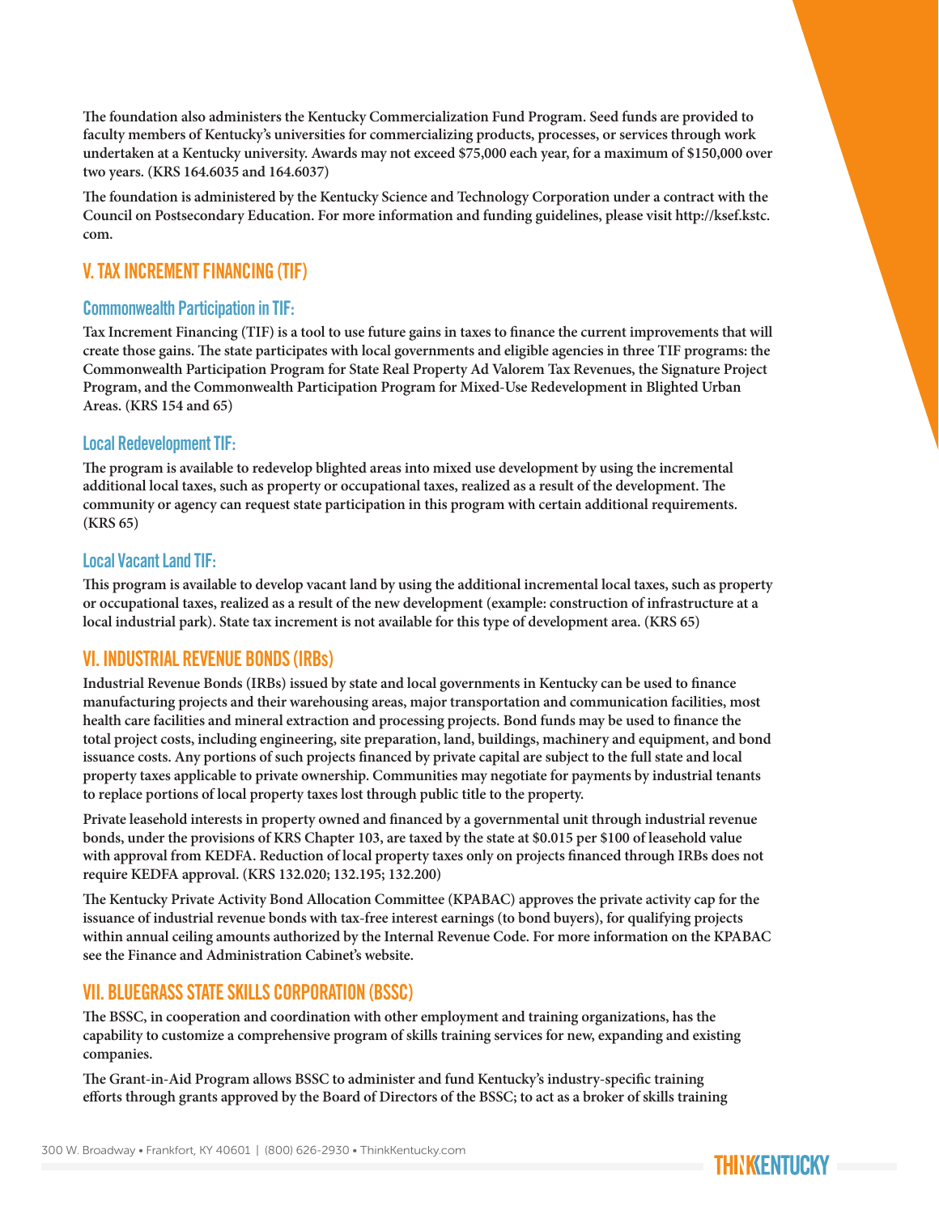The foundation also administers the Kentucky Commercialization Fund Program. Seed funds are provided to faculty members of Kentucky's universities for commercializing products, processes, or services through work undertaken at a Kentucky university. Awards may not exceed $75,000 each year, for a maximum of $150,000 over two years. (KRS 164.6035 and 164.6037)

The foundation is administered by the Kentucky Science and Technology Corporation under a contract with the Council on Postsecondary Education. For more information and funding guidelines, please visit http://ksef.kstc.com.

## V. TAX INCREMENT FINANCING (TIF)

### Commonwealth Participation in TIF:

Tax Increment Financing (TIF) is a tool to use future gains in taxes to finance the current improvements that will create those gains. The state participates with local governments and eligible agencies in three TIF programs: the Commonwealth Participation Program for State Real Property Ad Valorem Tax Revenues, the Signature Project Program, and the Commonwealth Participation Program for Mixed-Use Redevelopment in Blighted Urban Areas. (KRS 154 and 65)

### Local Redevelopment TIF:

The program is available to redevelop blighted areas into mixed use development by using the incremental additional local taxes, such as property or occupational taxes, realized as a result of the development. The community or agency can request state participation in this program with certain additional requirements. (KRS 65)

### Local Vacant Land TIF:

This program is available to develop vacant land by using the additional incremental local taxes, such as property or occupational taxes, realized as a result of the new development (example: construction of infrastructure at a local industrial park). State tax increment is not available for this type of development area. (KRS 65)

## VI. INDUSTRIAL REVENUE BONDS (IRBs)

Industrial Revenue Bonds (IRBs) issued by state and local governments in Kentucky can be used to finance manufacturing projects and their warehousing areas, major transportation and communication facilities, most health care facilities and mineral extraction and processing projects. Bond funds may be used to finance the total project costs, including engineering, site preparation, land, buildings, machinery and equipment, and bond issuance costs. Any portions of such projects financed by private capital are subject to the full state and local property taxes applicable to private ownership. Communities may negotiate for payments by industrial tenants to replace portions of local property taxes lost through public title to the property.

Private leasehold interests in property owned and financed by a governmental unit through industrial revenue bonds, under the provisions of KRS Chapter 103, are taxed by the state at $0.015 per $100 of leasehold value with approval from KEDFA. Reduction of local property taxes only on projects financed through IRBs does not require KEDFA approval. (KRS 132.020; 132.195; 132.200)

The Kentucky Private Activity Bond Allocation Committee (KPABAC) approves the private activity cap for the issuance of industrial revenue bonds with tax-free interest earnings (to bond buyers), for qualifying projects within annual ceiling amounts authorized by the Internal Revenue Code. For more information on the KPABAC see the Finance and Administration Cabinet's website.

## VII. BLUEGRASS STATE SKILLS CORPORATION (BSSC)

The BSSC, in cooperation and coordination with other employment and training organizations, has the capability to customize a comprehensive program of skills training services for new, expanding and existing companies.

The Grant-in-Aid Program allows BSSC to administer and fund Kentucky's industry-specific training efforts through grants approved by the Board of Directors of the BSSC; to act as a broker of skills training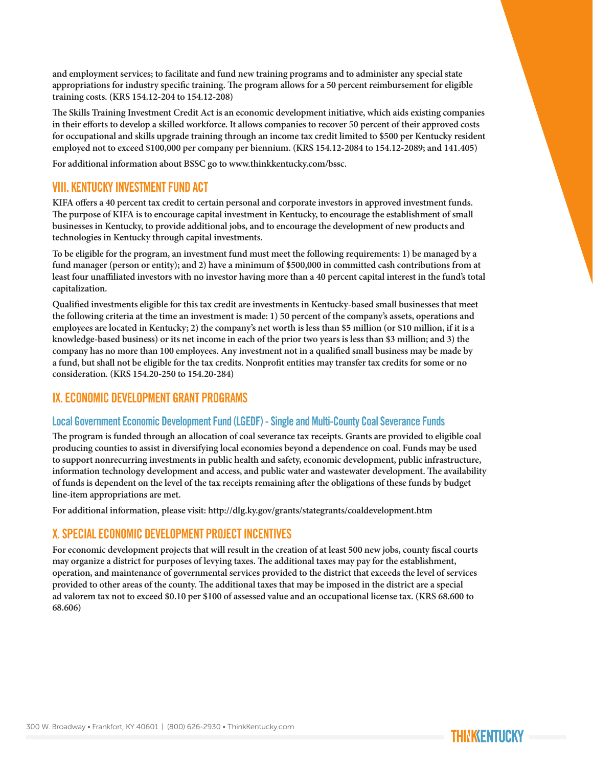**and employment services; to facilitate and fund new training programs and to administer any special state appropriations for industry specific training. The program allows for a 50 percent reimbursement for eligible training costs. (KRS 154.12-204 to 154.12-208)**

**The Skills Training Investment Credit Act is an economic development initiative, which aids existing companies in their efforts to develop a skilled workforce. It allows companies to recover 50 percent of their approved costs for occupational and skills upgrade training through an income tax credit limited to $500 per Kentucky resident employed not to exceed $100,000 per company per biennium. (KRS 154.12-2084 to 154.12-2089; and 141.405)**

**For additional information about BSSC go to www.thinkkentucky.com/bssc.**

## VIII. KENTUCKY INVESTMENT FUND ACT

**KIFA offers a 40 percent tax credit to certain personal and corporate investors in approved investment funds. The purpose of KIFA is to encourage capital investment in Kentucky, to encourage the establishment of small businesses in Kentucky, to provide additional jobs, and to encourage the development of new products and technologies in Kentucky through capital investments.**

**To be eligible for the program, an investment fund must meet the following requirements: 1) be managed by a fund manager (person or entity); and 2) have a minimum of $500,000 in committed cash contributions from at least four unaffiliated investors with no investor having more than a 40 percent capital interest in the fund's total capitalization.**

**Qualified investments eligible for this tax credit are investments in Kentucky-based small businesses that meet the following criteria at the time an investment is made: 1) 50 percent of the company's assets, operations and employees are located in Kentucky; 2) the company's net worth is less than $5 million (or $10 million, if it is a knowledge-based business) or its net income in each of the prior two years is less than $3 million; and 3) the company has no more than 100 employees. Any investment not in a qualified small business may be made by a fund, but shall not be eligible for the tax credits. Nonprofit entities may transfer tax credits for some or no consideration. (KRS 154.20-250 to 154.20-284)**

## IX. ECONOMIC DEVELOPMENT GRANT PROGRAMS

### Local Government Economic Development Fund (LGEDF) - Single and Multi-County Coal Severance Funds

**The program is funded through an allocation of coal severance tax receipts. Grants are provided to eligible coal producing counties to assist in diversifying local economies beyond a dependence on coal. Funds may be used to support nonrecurring investments in public health and safety, economic development, public infrastructure, information technology development and access, and public water and wastewater development. The availability of funds is dependent on the level of the tax receipts remaining after the obligations of these funds by budget line-item appropriations are met.**

**For additional information, please visit: http://dlg.ky.gov/grants/stategrants/coaldevelopment.htm**

## X. SPECIAL ECONOMIC DEVELOPMENT PROJECT INCENTIVES

**For economic development projects that will result in the creation of at least 500 new jobs, county fiscal courts may organize a district for purposes of levying taxes. The additional taxes may pay for the establishment, operation, and maintenance of governmental services provided to the district that exceeds the level of services provided to other areas of the county. The additional taxes that may be imposed in the district are a special ad valorem tax not to exceed $0.10 per $100 of assessed value and an occupational license tax. (KRS 68.600 to 68.606)**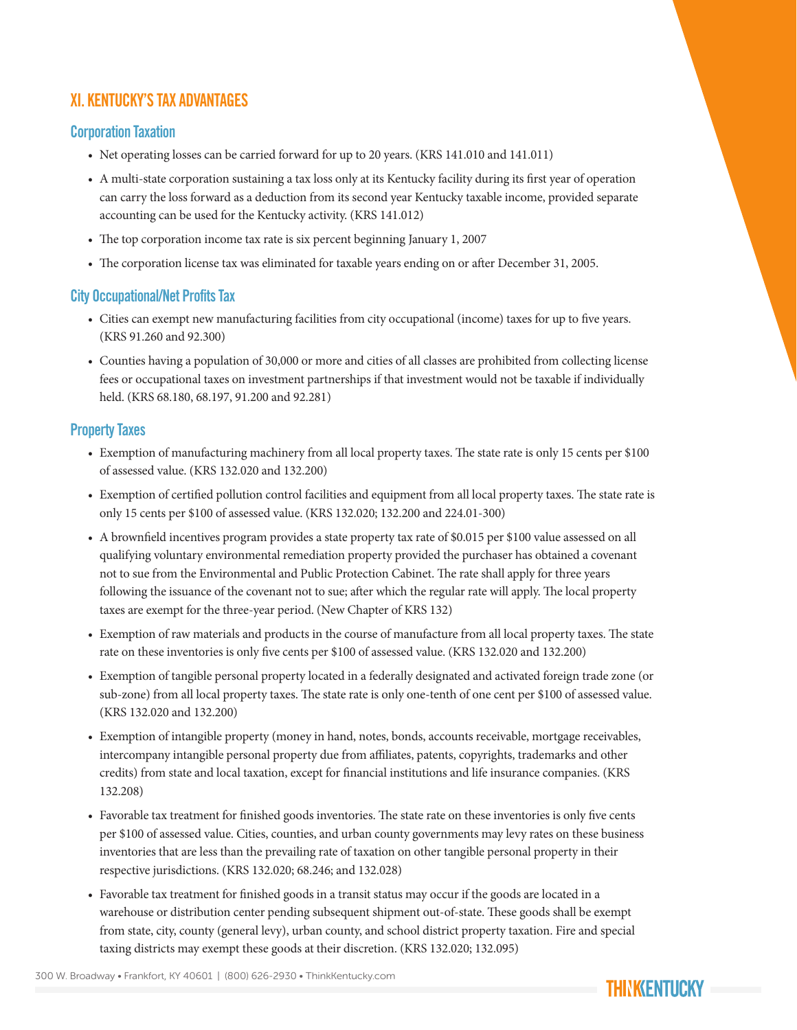## XI. KENTUCKY'S TAX ADVANTAGES

### Corporation Taxation

- Net operating losses can be carried forward for up to 20 years. (KRS 141.010 and 141.011)
- A multi-state corporation sustaining a tax loss only at its Kentucky facility during its first year of operation can carry the loss forward as a deduction from its second year Kentucky taxable income, provided separate accounting can be used for the Kentucky activity. (KRS 141.012)
- The top corporation income tax rate is six percent beginning January 1, 2007
- The corporation license tax was eliminated for taxable years ending on or after December 31, 2005.

### City Occupational/Net Profits Tax

- Cities can exempt new manufacturing facilities from city occupational (income) taxes for up to five years. (KRS 91.260 and 92.300)
- Counties having a population of 30,000 or more and cities of all classes are prohibited from collecting license fees or occupational taxes on investment partnerships if that investment would not be taxable if individually held. (KRS 68.180, 68.197, 91.200 and 92.281)

### Property Taxes

- Exemption of manufacturing machinery from all local property taxes. The state rate is only 15 cents per $100 of assessed value. (KRS 132.020 and 132.200)
- Exemption of certified pollution control facilities and equipment from all local property taxes. The state rate is only 15 cents per $100 of assessed value. (KRS 132.020; 132.200 and 224.01-300)
- A brownfield incentives program provides a state property tax rate of $0.015 per $100 value assessed on all qualifying voluntary environmental remediation property provided the purchaser has obtained a covenant not to sue from the Environmental and Public Protection Cabinet. The rate shall apply for three years following the issuance of the covenant not to sue; after which the regular rate will apply. The local property taxes are exempt for the three-year period. (New Chapter of KRS 132)
- Exemption of raw materials and products in the course of manufacture from all local property taxes. The state rate on these inventories is only five cents per $100 of assessed value. (KRS 132.020 and 132.200)
- Exemption of tangible personal property located in a federally designated and activated foreign trade zone (or sub-zone) from all local property taxes. The state rate is only one-tenth of one cent per $100 of assessed value. (KRS 132.020 and 132.200)
- Exemption of intangible property (money in hand, notes, bonds, accounts receivable, mortgage receivables, intercompany intangible personal property due from affiliates, patents, copyrights, trademarks and other credits) from state and local taxation, except for financial institutions and life insurance companies. (KRS 132.208)
- Favorable tax treatment for finished goods inventories. The state rate on these inventories is only five cents per $100 of assessed value. Cities, counties, and urban county governments may levy rates on these business inventories that are less than the prevailing rate of taxation on other tangible personal property in their respective jurisdictions. (KRS 132.020; 68.246; and 132.028)
- Favorable tax treatment for finished goods in a transit status may occur if the goods are located in a warehouse or distribution center pending subsequent shipment out-of-state. These goods shall be exempt from state, city, county (general levy), urban county, and school district property taxation. Fire and special taxing districts may exempt these goods at their discretion. (KRS 132.020; 132.095)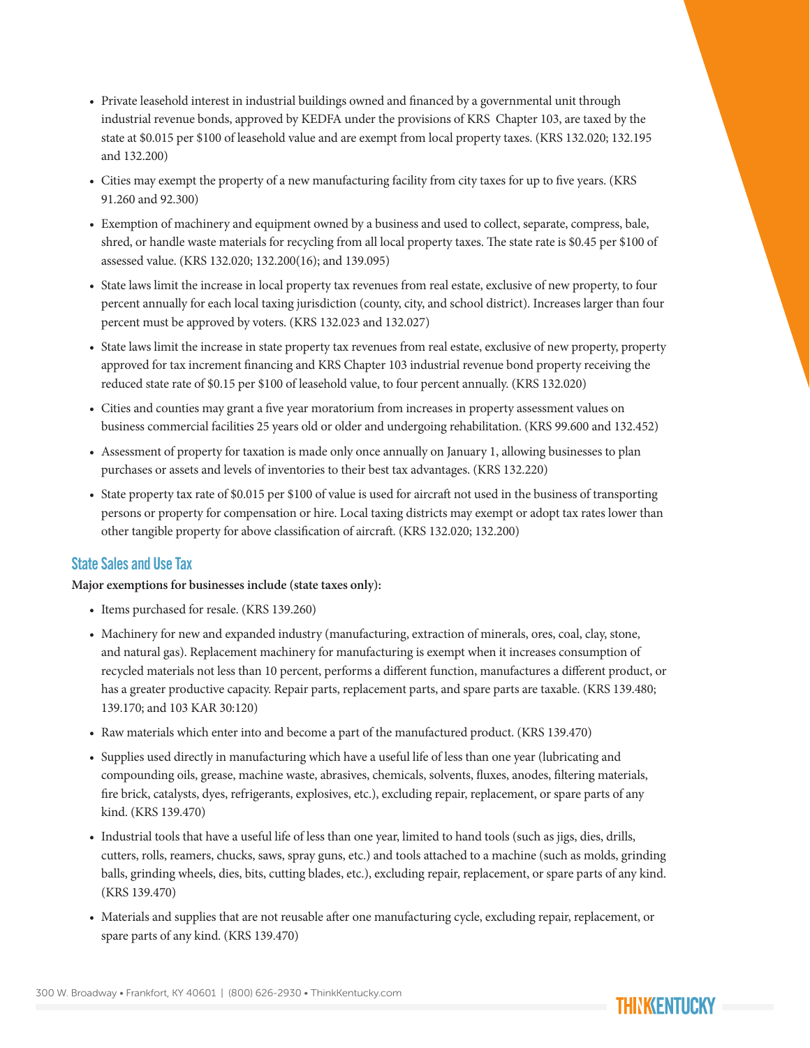- Private leasehold interest in industrial buildings owned and financed by a governmental unit through industrial revenue bonds, approved by KEDFA under the provisions of KRS Chapter 103, are taxed by the state at $0.015 per $100 of leasehold value and are exempt from local property taxes. (KRS 132.020; 132.195 and 132.200)
- Cities may exempt the property of a new manufacturing facility from city taxes for up to five years. (KRS 91.260 and 92.300)
- Exemption of machinery and equipment owned by a business and used to collect, separate, compress, bale, shred, or handle waste materials for recycling from all local property taxes. The state rate is $0.45 per $100 of assessed value. (KRS 132.020; 132.200(16); and 139.095)
- State laws limit the increase in local property tax revenues from real estate, exclusive of new property, to four percent annually for each local taxing jurisdiction (county, city, and school district). Increases larger than four percent must be approved by voters. (KRS 132.023 and 132.027)
- State laws limit the increase in state property tax revenues from real estate, exclusive of new property, property approved for tax increment financing and KRS Chapter 103 industrial revenue bond property receiving the reduced state rate of $0.15 per $100 of leasehold value, to four percent annually. (KRS 132.020)
- Cities and counties may grant a five year moratorium from increases in property assessment values on business commercial facilities 25 years old or older and undergoing rehabilitation. (KRS 99.600 and 132.452)
- Assessment of property for taxation is made only once annually on January 1, allowing businesses to plan purchases or assets and levels of inventories to their best tax advantages. (KRS 132.220)
- State property tax rate of $0.015 per $100 of value is used for aircraft not used in the business of transporting persons or property for compensation or hire. Local taxing districts may exempt or adopt tax rates lower than other tangible property for above classification of aircraft. (KRS 132.020; 132.200)

## State Sales and Use Tax

**Major exemptions for businesses include (state taxes only):**

- Items purchased for resale. (KRS 139.260)
- Machinery for new and expanded industry (manufacturing, extraction of minerals, ores, coal, clay, stone, and natural gas). Replacement machinery for manufacturing is exempt when it increases consumption of recycled materials not less than 10 percent, performs a different function, manufactures a different product, or has a greater productive capacity. Repair parts, replacement parts, and spare parts are taxable. (KRS 139.480; 139.170; and 103 KAR 30:120)
- Raw materials which enter into and become a part of the manufactured product. (KRS 139.470)
- Supplies used directly in manufacturing which have a useful life of less than one year (lubricating and compounding oils, grease, machine waste, abrasives, chemicals, solvents, fluxes, anodes, filtering materials, fire brick, catalysts, dyes, refrigerants, explosives, etc.), excluding repair, replacement, or spare parts of any kind. (KRS 139.470)
- Industrial tools that have a useful life of less than one year, limited to hand tools (such as jigs, dies, drills, cutters, rolls, reamers, chucks, saws, spray guns, etc.) and tools attached to a machine (such as molds, grinding balls, grinding wheels, dies, bits, cutting blades, etc.), excluding repair, replacement, or spare parts of any kind. (KRS 139.470)
- Materials and supplies that are not reusable after one manufacturing cycle, excluding repair, replacement, or spare parts of any kind. (KRS 139.470)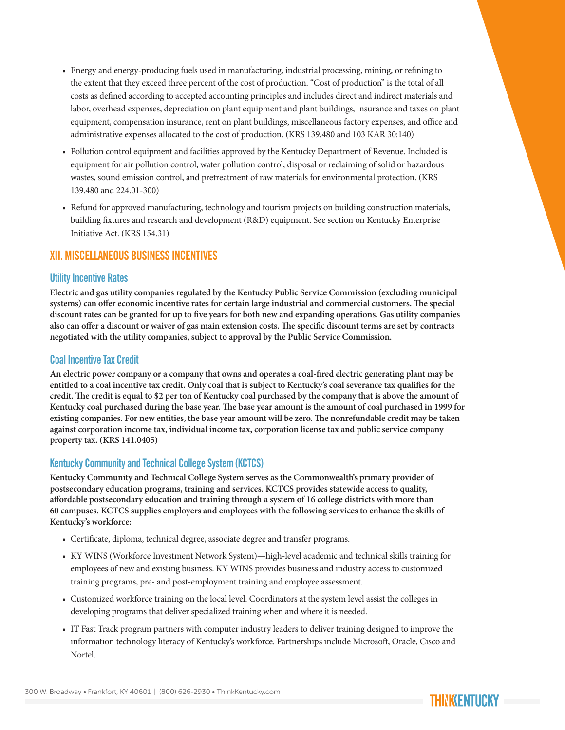- Energy and energy-producing fuels used in manufacturing, industrial processing, mining, or refining to the extent that they exceed three percent of the cost of production. "Cost of production" is the total of all costs as defined according to accepted accounting principles and includes direct and indirect materials and labor, overhead expenses, depreciation on plant equipment and plant buildings, insurance and taxes on plant equipment, compensation insurance, rent on plant buildings, miscellaneous factory expenses, and office and administrative expenses allocated to the cost of production. (KRS 139.480 and 103 KAR 30:140)
- Pollution control equipment and facilities approved by the Kentucky Department of Revenue. Included is equipment for air pollution control, water pollution control, disposal or reclaiming of solid or hazardous wastes, sound emission control, and pretreatment of raw materials for environmental protection. (KRS 139.480 and 224.01-300)
- Refund for approved manufacturing, technology and tourism projects on building construction materials, building fixtures and research and development (R&D) equipment. See section on Kentucky Enterprise Initiative Act. (KRS 154.31)

## XII. MISCELLANEOUS BUSINESS INCENTIVES

### Utility Incentive Rates

**Electric and gas utility companies regulated by the Kentucky Public Service Commission (excluding municipal systems) can offer economic incentive rates for certain large industrial and commercial customers. The special discount rates can be granted for up to five years for both new and expanding operations. Gas utility companies also can offer a discount or waiver of gas main extension costs. The specific discount terms are set by contracts negotiated with the utility companies, subject to approval by the Public Service Commission.**

### Coal Incentive Tax Credit

**An electric power company or a company that owns and operates a coal-fired electric generating plant may be entitled to a coal incentive tax credit. Only coal that is subject to Kentucky's coal severance tax qualifies for the credit. The credit is equal to $2 per ton of Kentucky coal purchased by the company that is above the amount of Kentucky coal purchased during the base year. The base year amount is the amount of coal purchased in 1999 for existing companies. For new entities, the base year amount will be zero. The nonrefundable credit may be taken against corporation income tax, individual income tax, corporation license tax and public service company property tax. (KRS 141.0405)**

### Kentucky Community and Technical College System (KCTCS)

**Kentucky Community and Technical College System serves as the Commonwealth's primary provider of postsecondary education programs, training and services. KCTCS provides statewide access to quality, affordable postsecondary education and training through a system of 16 college districts with more than 60 campuses. KCTCS supplies employers and employees with the following services to enhance the skills of Kentucky's workforce:**

- Certificate, diploma, technical degree, associate degree and transfer programs.
- KY WINS (Workforce Investment Network System)—high-level academic and technical skills training for employees of new and existing business. KY WINS provides business and industry access to customized training programs, pre- and post-employment training and employee assessment.
- Customized workforce training on the local level. Coordinators at the system level assist the colleges in developing programs that deliver specialized training when and where it is needed.
- IT Fast Track program partners with computer industry leaders to deliver training designed to improve the information technology literacy of Kentucky's workforce. Partnerships include Microsoft, Oracle, Cisco and Nortel.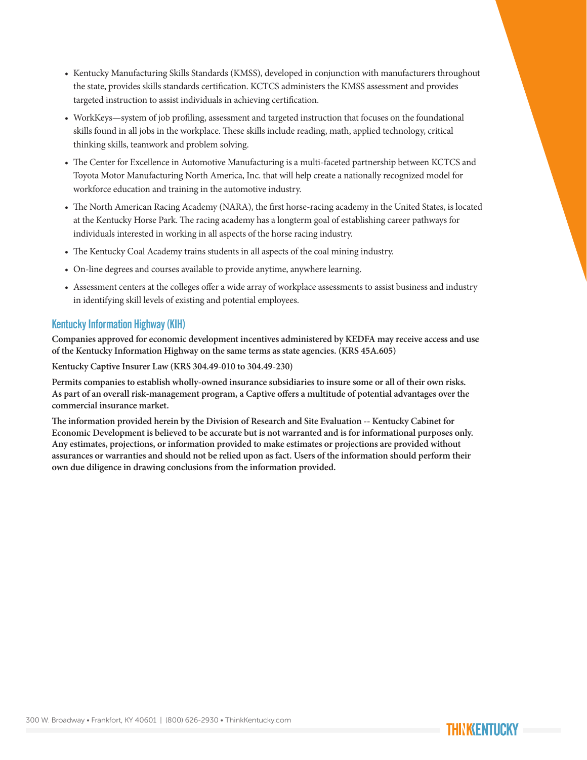- Kentucky Manufacturing Skills Standards (KMSS), developed in conjunction with manufacturers throughout the state, provides skills standards certification. KCTCS administers the KMSS assessment and provides targeted instruction to assist individuals in achieving certification.
- WorkKeys—system of job profiling, assessment and targeted instruction that focuses on the foundational skills found in all jobs in the workplace. These skills include reading, math, applied technology, critical thinking skills, teamwork and problem solving.
- The Center for Excellence in Automotive Manufacturing is a multi-faceted partnership between KCTCS and Toyota Motor Manufacturing North America, Inc. that will help create a nationally recognized model for workforce education and training in the automotive industry.
- The North American Racing Academy (NARA), the first horse-racing academy in the United States, is located at the Kentucky Horse Park. The racing academy has a longterm goal of establishing career pathways for individuals interested in working in all aspects of the horse racing industry.
- The Kentucky Coal Academy trains students in all aspects of the coal mining industry.
- On-line degrees and courses available to provide anytime, anywhere learning.
- Assessment centers at the colleges offer a wide array of workplace assessments to assist business and industry in identifying skill levels of existing and potential employees.

## Kentucky Information Highway (KIH)

**Companies approved for economic development incentives administered by KEDFA may receive access and use of the Kentucky Information Highway on the same terms as state agencies. (KRS 45A.605)**

**Kentucky Captive Insurer Law (KRS 304.49-010 to 304.49-230)**

**Permits companies to establish wholly-owned insurance subsidiaries to insure some or all of their own risks. As part of an overall risk-management program, a Captive offers a multitude of potential advantages over the commercial insurance market.**

**The information provided herein by the Division of Research and Site Evaluation -- Kentucky Cabinet for Economic Development is believed to be accurate but is not warranted and is for informational purposes only. Any estimates, projections, or information provided to make estimates or projections are provided without assurances or warranties and should not be relied upon as fact. Users of the information should perform their own due diligence in drawing conclusions from the information provided.**